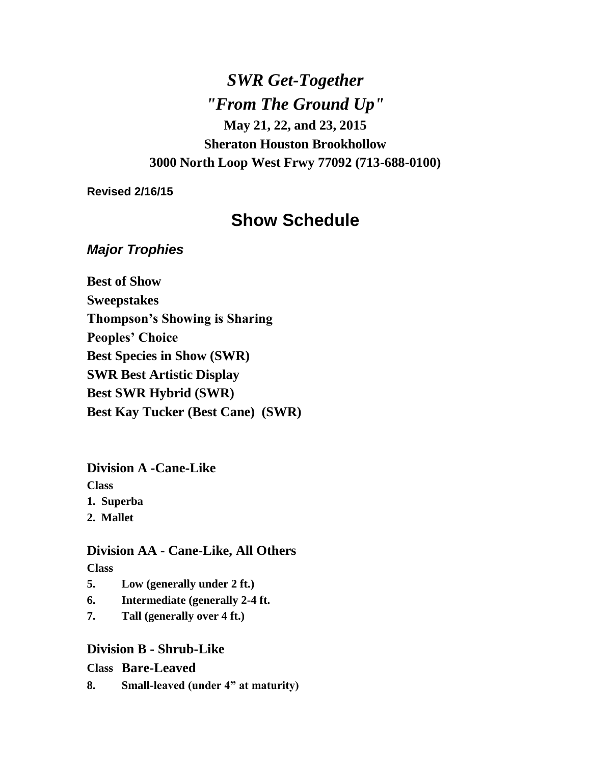# *SWR Get-Together*

## *"From The Ground Up"*

**May 21, 22, and 23, 2015**

**Sheraton Houston Brookhollow**

**3000 North Loop West Frwy 77092 (713-688-0100)**

**Revised 2/16/15**

# Show Schedule

### *Major Trophies*

**Best of Show**
**Sweepstakes**
**Thompson's Showing is Sharing**
**Peoples' Choice**
**Best Species in Show (SWR)**
**SWR Best Artistic Display**
**Best SWR Hybrid (SWR)**
**Best Kay Tucker (Best Cane) (SWR)**

### Division A -Cane-Like

**Class**

1. **Superba**
2. **Mallet**

### Division AA - Cane-Like, All Others

**Class**

5. **Low (generally under 2 ft.)**
6. **Intermediate (generally 2-4 ft.**
7. **Tall (generally over 4 ft.)**

### Division B - Shrub-Like

**Class Bare-Leaved**

8. **Small-leaved (under 4" at maturity)**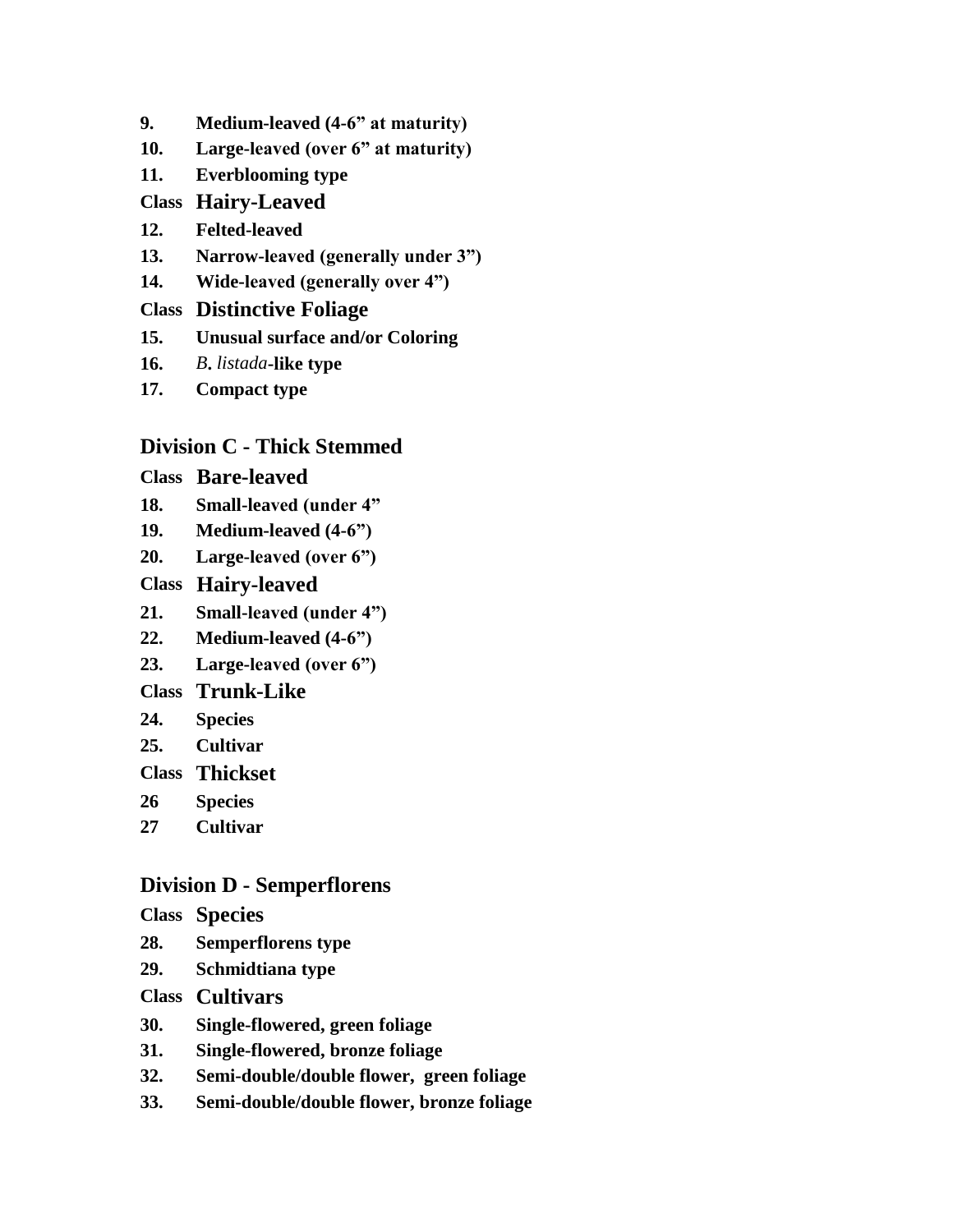**9.** **Medium-leaved (4-6” at maturity)**

**10.** **Large-leaved (over 6” at maturity)**

**11.** **Everblooming type**

**Class Hairy-Leaved**

**12.** **Felted-leaved**

**13.** **Narrow-leaved (generally under 3”)**

**14.** **Wide-leaved (generally over 4”)**

**Class Distinctive Foliage**

**15.** **Unusual surface and/or Coloring**

**16.** *B. listada*-**like type**

**17.** **Compact type**

## Division C - Thick Stemmed

**Class Bare-leaved**

**18.** **Small-leaved (under 4”**

**19.** **Medium-leaved (4-6”)**

**20.** **Large-leaved (over 6”)**

**Class Hairy-leaved**

**21.** **Small-leaved (under 4”)**

**22.** **Medium-leaved (4-6”)**

**23.** **Large-leaved (over 6”)**

**Class Trunk-Like**

**24.** **Species**

**25.** **Cultivar**

**Class Thickset**

**26** **Species**

**27** **Cultivar**

## Division D - Semperflorens

**Class Species**

**28.** **Semperflorens type**

**29.** **Schmidtiana type**

**Class Cultivars**

**30.** **Single-flowered, green foliage**

**31.** **Single-flowered, bronze foliage**

**32.** **Semi-double/double flower, green foliage**

**33.** **Semi-double/double flower, bronze foliage**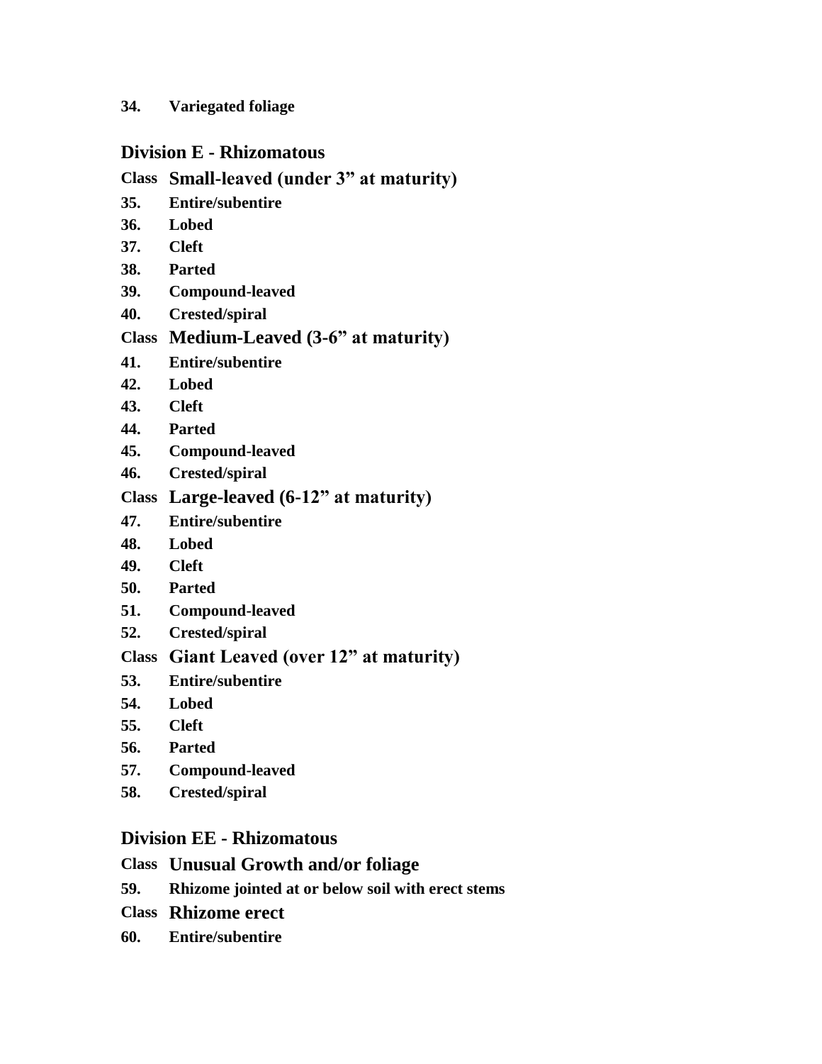**34.** **Variegated foliage**

## Division E - Rhizomatous

### Class Small-leaved (under 3" at maturity)

**35.** **Entire/subentire**
**36.** **Lobed**
**37.** **Cleft**
**38.** **Parted**
**39.** **Compound-leaved**
**40.** **Crested/spiral**

### Class Medium-Leaved (3-6" at maturity)

**41.** **Entire/subentire**
**42.** **Lobed**
**43.** **Cleft**
**44.** **Parted**
**45.** **Compound-leaved**
**46.** **Crested/spiral**

### Class Large-leaved (6-12" at maturity)

**47.** **Entire/subentire**
**48.** **Lobed**
**49.** **Cleft**
**50.** **Parted**
**51.** **Compound-leaved**
**52.** **Crested/spiral**

### Class Giant Leaved (over 12" at maturity)

**53.** **Entire/subentire**
**54.** **Lobed**
**55.** **Cleft**
**56.** **Parted**
**57.** **Compound-leaved**
**58.** **Crested/spiral**

## Division EE - Rhizomatous

### Class Unusual Growth and/or foliage

**59.** **Rhizome jointed at or below soil with erect stems**

### Class Rhizome erect

**60.** **Entire/subentire**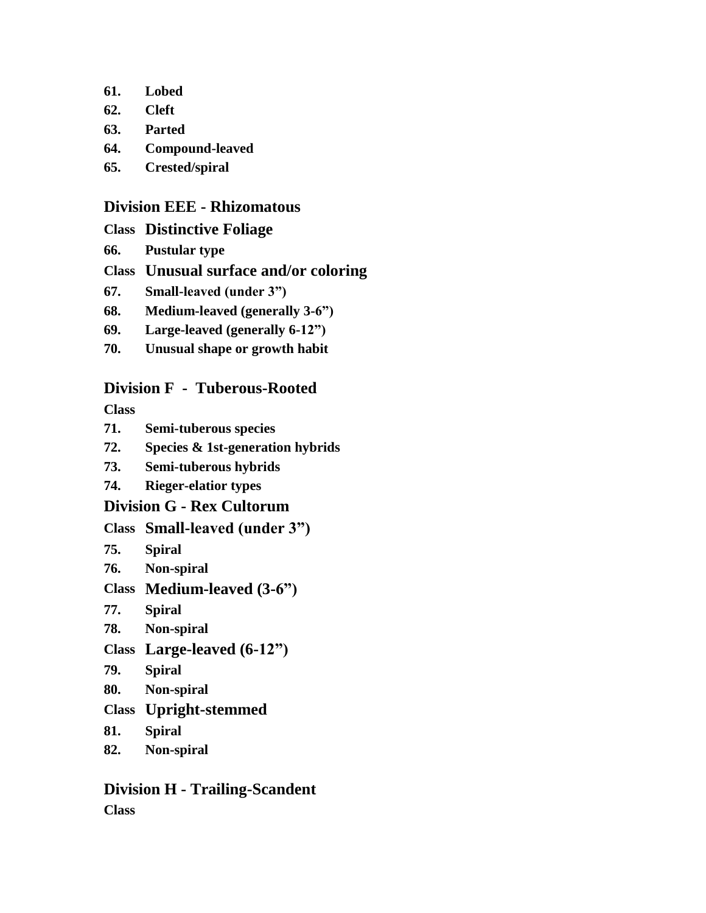**61. Lobed**

**62. Cleft**

**63. Parted**

**64. Compound-leaved**

**65. Crested/spiral**

## Division EEE - Rhizomatous

**Class Distinctive Foliage**

**66. Pustular type**

**Class Unusual surface and/or coloring**

**67. Small-leaved (under 3")**

**68. Medium-leaved (generally 3-6")**

**69. Large-leaved (generally 6-12")**

**70. Unusual shape or growth habit**

## Division F - Tuberous-Rooted

**Class**

**71. Semi-tuberous species**

**72. Species & 1st-generation hybrids**

**73. Semi-tuberous hybrids**

**74. Rieger-elatior types**

## Division G - Rex Cultorum

**Class Small-leaved (under 3")**

**75. Spiral**

**76. Non-spiral**

**Class Medium-leaved (3-6")**

**77. Spiral**

**78. Non-spiral**

**Class Large-leaved (6-12")**

**79. Spiral**

**80. Non-spiral**

**Class Upright-stemmed**

**81. Spiral**

**82. Non-spiral**

## Division H - Trailing-Scandent

**Class**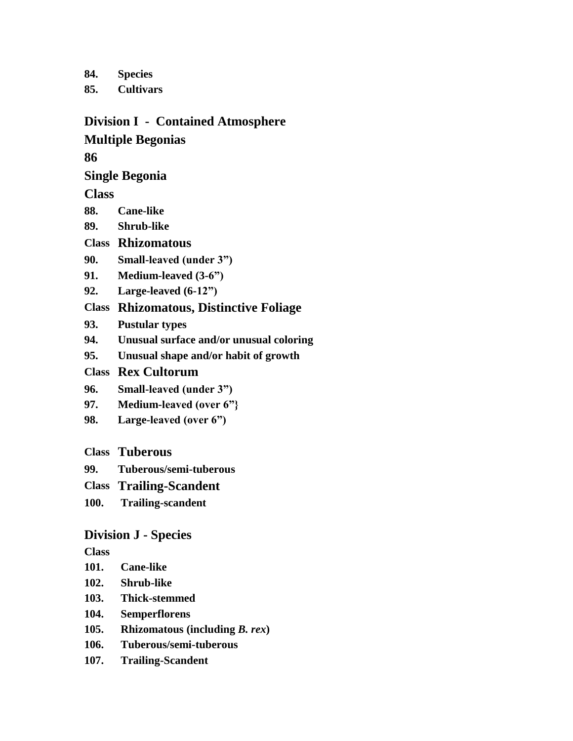**84. Species**

**85. Cultivars**

## Division I - Contained Atmosphere

## Multiple Begonias

## 86

## Single Begonia

## Class

**88. Cane-like**

**89. Shrub-like**

**Class Rhizomatous**

**90. Small-leaved (under 3")**

**91. Medium-leaved (3-6")**

**92. Large-leaved (6-12")**

**Class Rhizomatous, Distinctive Foliage**

**93. Pustular types**

**94. Unusual surface and/or unusual coloring**

**95. Unusual shape and/or habit of growth**

**Class Rex Cultorum**

**96. Small-leaved (under 3")**

**97. Medium-leaved (over 6"}**

**98. Large-leaved (over 6")**

**Class Tuberous**

**99. Tuberous/semi-tuberous**

**Class Trailing-Scandent**

**100. Trailing-scandent**

## Division J - Species

**Class**

**101. Cane-like**

**102. Shrub-like**

**103. Thick-stemmed**

**104. Semperflorens**

**105. Rhizomatous (including *B. rex*)**

**106. Tuberous/semi-tuberous**

**107. Trailing-Scandent**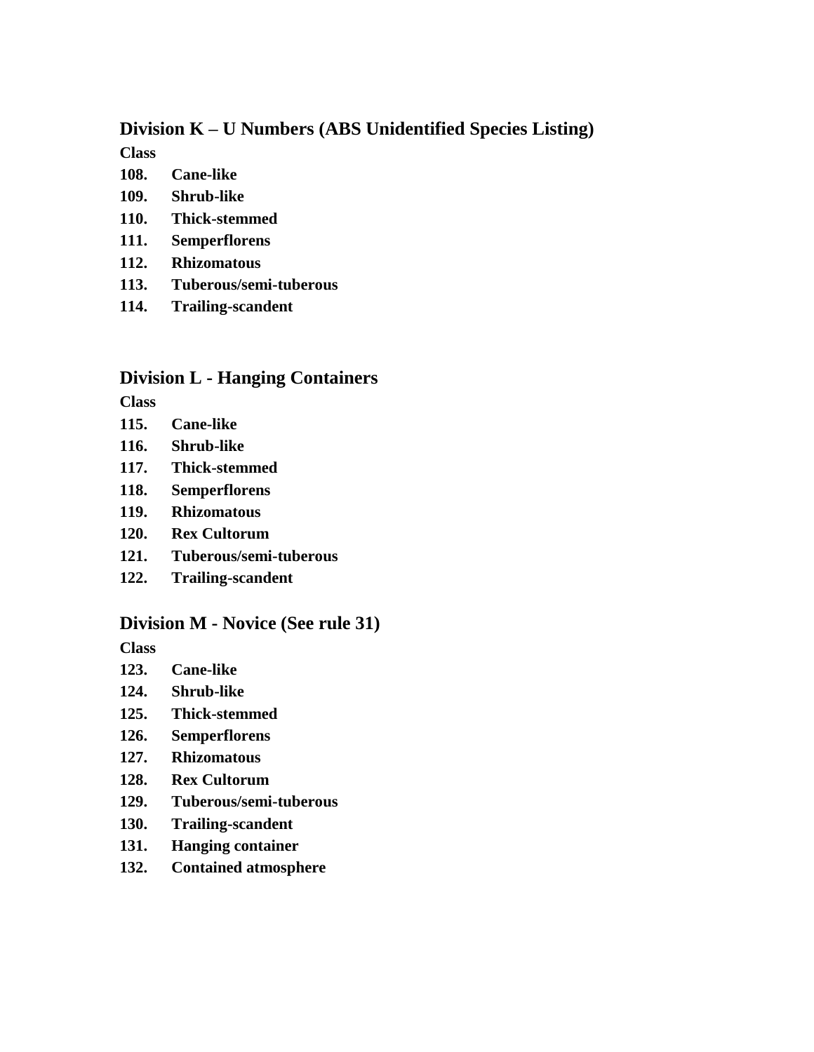## Division K – U Numbers (ABS Unidentified Species Listing)

**Class**

**108. Cane-like**

**109. Shrub-like**

**110. Thick-stemmed**

**111. Semperflorens**

**112. Rhizomatous**

**113. Tuberous/semi-tuberous**

**114. Trailing-scandent**

## Division L - Hanging Containers

**Class**

**115. Cane-like**

**116. Shrub-like**

**117. Thick-stemmed**

**118. Semperflorens**

**119. Rhizomatous**

**120. Rex Cultorum**

**121. Tuberous/semi-tuberous**

**122. Trailing-scandent**

## Division M - Novice (See rule 31)

**Class**

**123. Cane-like**

**124. Shrub-like**

**125. Thick-stemmed**

**126. Semperflorens**

**127. Rhizomatous**

**128. Rex Cultorum**

**129. Tuberous/semi-tuberous**

**130. Trailing-scandent**

**131. Hanging container**

**132. Contained atmosphere**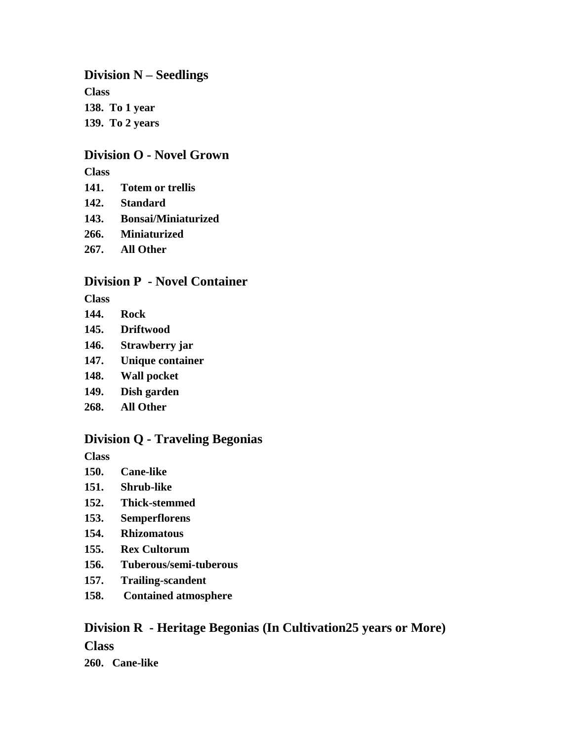## Division N – Seedlings

**Class**

**138. To 1 year**

**139. To 2 years**

## Division O - Novel Grown

**Class**

**141. Totem or trellis**

**142. Standard**

**143. Bonsai/Miniaturized**

**266. Miniaturized**

**267. All Other**

## Division P - Novel Container

**Class**

**144. Rock**

**145. Driftwood**

**146. Strawberry jar**

**147. Unique container**

**148. Wall pocket**

**149. Dish garden**

**268. All Other**

## Division Q - Traveling Begonias

**Class**

**150. Cane-like**

**151. Shrub-like**

**152. Thick-stemmed**

**153. Semperflorens**

**154. Rhizomatous**

**155. Rex Cultorum**

**156. Tuberous/semi-tuberous**

**157. Trailing-scandent**

**158. Contained atmosphere**

## Division R - Heritage Begonias (In Cultivation25 years or More)

**Class**

**260. Cane-like**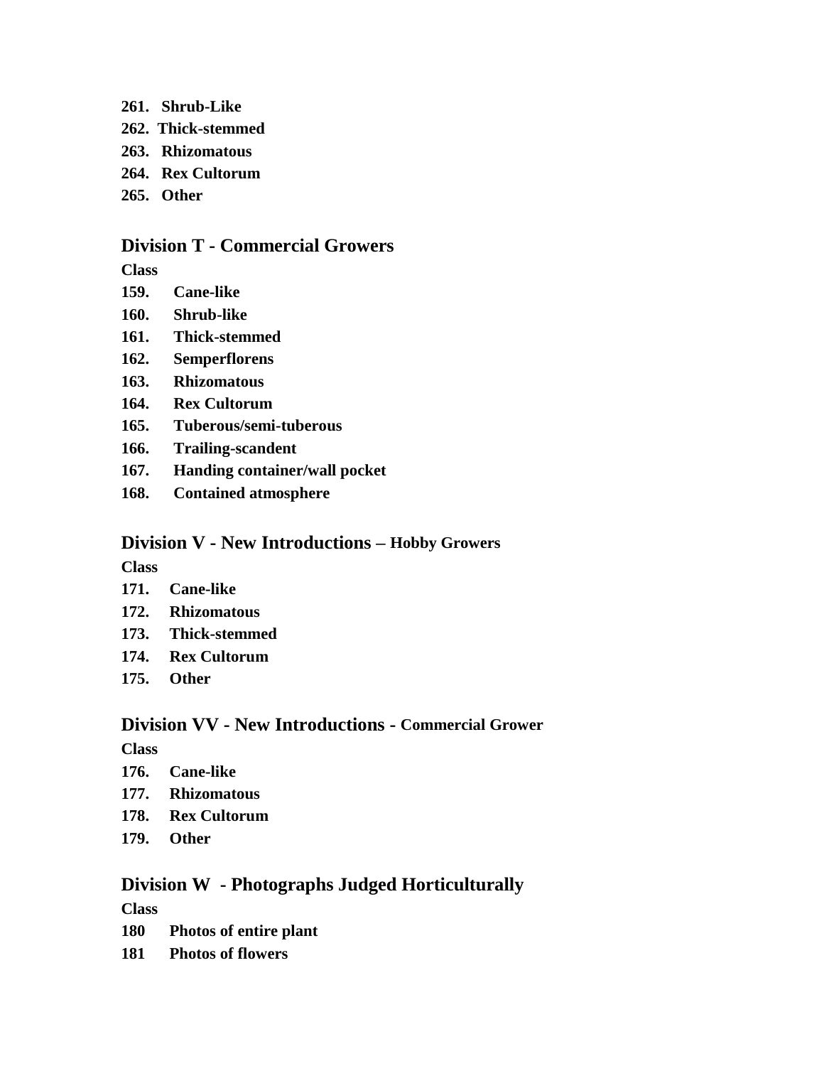**261. Shrub-Like**

**262. Thick-stemmed**

**263. Rhizomatous**

**264. Rex Cultorum**

**265. Other**

## Division T - Commercial Growers

**Class**

**159. Cane-like**

**160. Shrub-like**

**161. Thick-stemmed**

**162. Semperflorens**

**163. Rhizomatous**

**164. Rex Cultorum**

**165. Tuberous/semi-tuberous**

**166. Trailing-scandent**

**167. Handing container/wall pocket**

**168. Contained atmosphere**

## Division V - New Introductions – Hobby Growers

**Class**

**171. Cane-like**

**172. Rhizomatous**

**173. Thick-stemmed**

**174. Rex Cultorum**

**175. Other**

## Division VV - New Introductions - Commercial Grower

**Class**

**176. Cane-like**

**177. Rhizomatous**

**178. Rex Cultorum**

**179. Other**

## Division W - Photographs Judged Horticulturally

**Class**

**180 Photos of entire plant**

**181 Photos of flowers**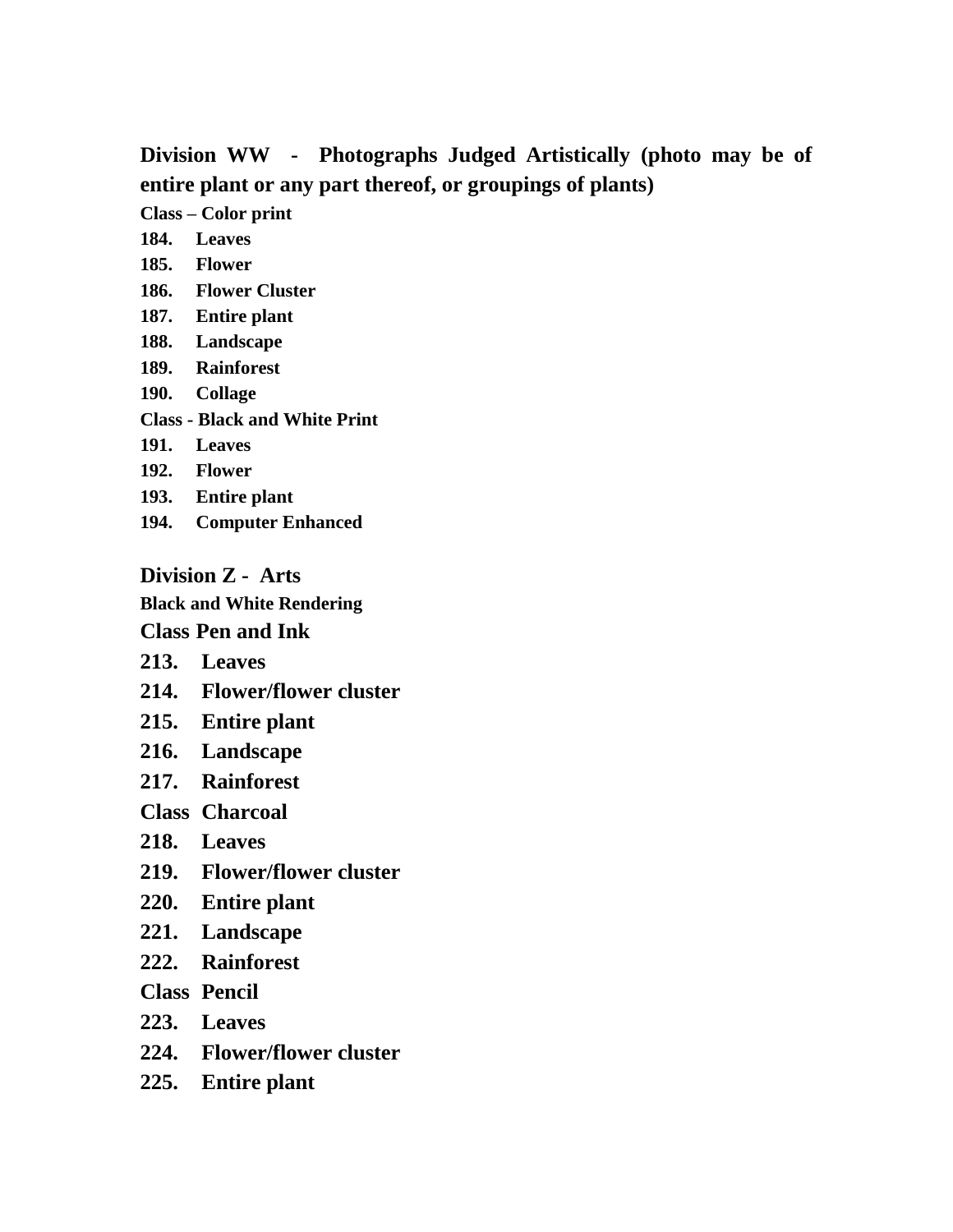## Division WW - Photographs Judged Artistically (photo may be of entire plant or any part thereof, or groupings of plants)

**Class – Color print**

**184. Leaves**
**185. Flower**
**186. Flower Cluster**
**187. Entire plant**
**188. Landscape**
**189. Rainforest**
**190. Collage**

**Class - Black and White Print**

**191. Leaves**
**192. Flower**
**193. Entire plant**
**194. Computer Enhanced**

## Division Z - Arts

**Black and White Rendering**

**Class Pen and Ink**

**213. Leaves**
**214. Flower/flower cluster**
**215. Entire plant**
**216. Landscape**
**217. Rainforest**

**Class Charcoal**

**218. Leaves**
**219. Flower/flower cluster**
**220. Entire plant**
**221. Landscape**
**222. Rainforest**

**Class Pencil**

**223. Leaves**
**224. Flower/flower cluster**
**225. Entire plant**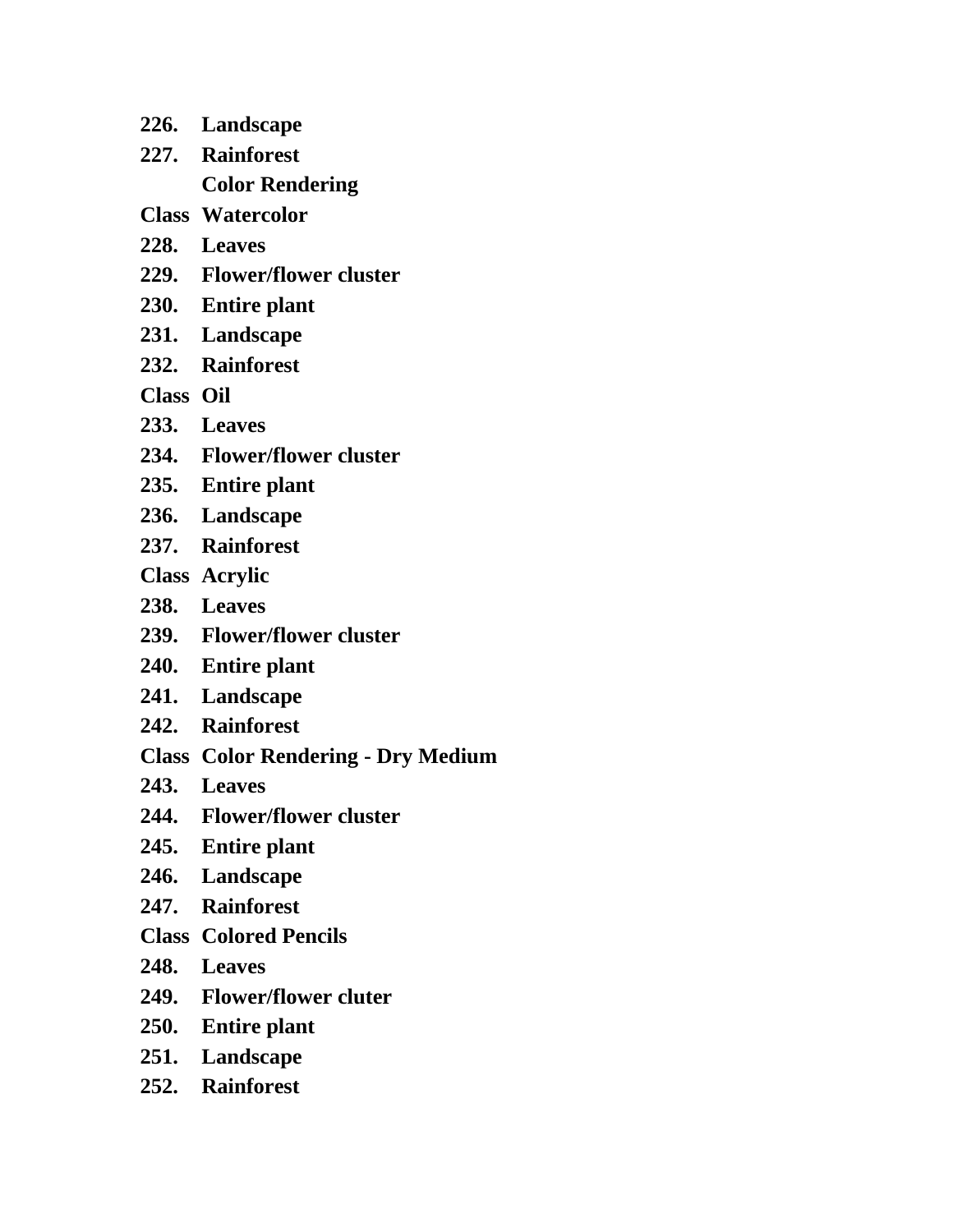**226. Landscape**

**227. Rainforest**

**Color Rendering**

**Class Watercolor**

**228. Leaves**

**229. Flower/flower cluster**

**230. Entire plant**

**231. Landscape**

**232. Rainforest**

**Class Oil**

**233. Leaves**

**234. Flower/flower cluster**

**235. Entire plant**

**236. Landscape**

**237. Rainforest**

**Class Acrylic**

**238. Leaves**

**239. Flower/flower cluster**

**240. Entire plant**

**241. Landscape**

**242. Rainforest**

**Class Color Rendering - Dry Medium**

**243. Leaves**

**244. Flower/flower cluster**

**245. Entire plant**

**246. Landscape**

**247. Rainforest**

**Class Colored Pencils**

**248. Leaves**

**249. Flower/flower cluter**

**250. Entire plant**

**251. Landscape**

**252. Rainforest**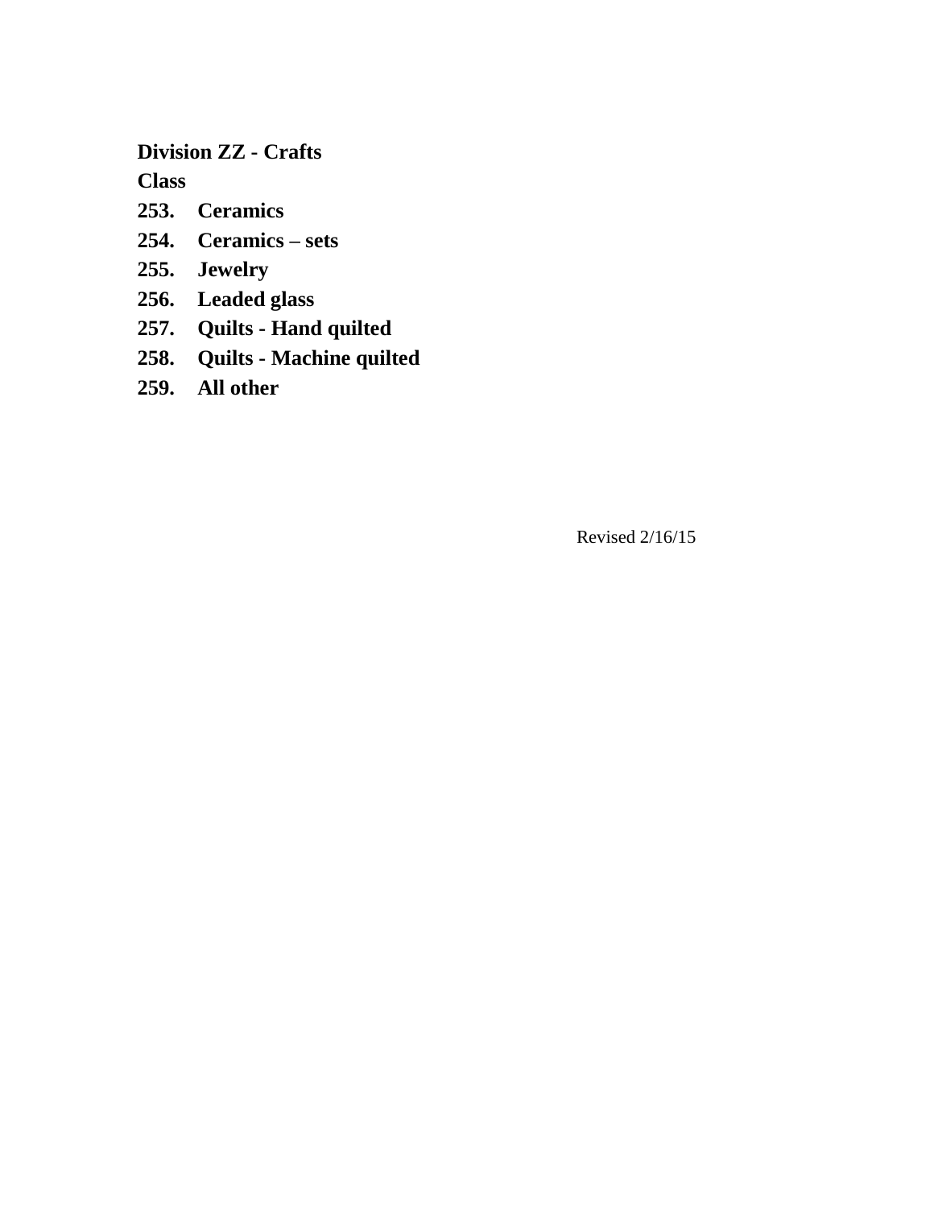**Division ZZ - Crafts**

**Class**

**253. Ceramics**

**254. Ceramics – sets**

**255. Jewelry**

**256. Leaded glass**

**257. Quilts - Hand quilted**

**258. Quilts - Machine quilted**

**259. All other**

Revised 2/16/15